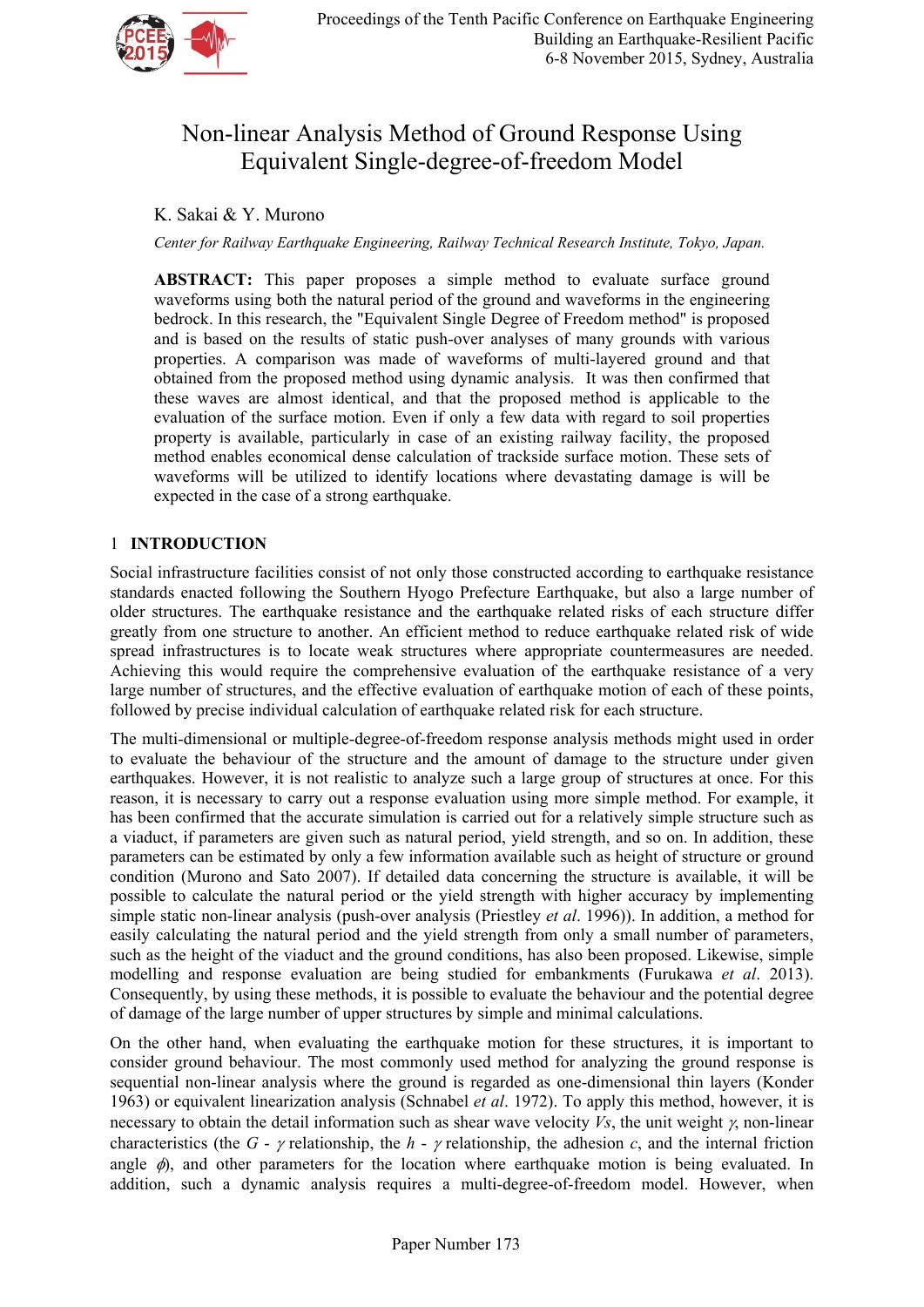Proceedings of the Tenth Pacific Conference on Earthquake Engineering
Building an Earthquake-Resilient Pacific
6-8 November 2015, Sydney, Australia

# Non-linear Analysis Method of Ground Response Using Equivalent Single-degree-of-freedom Model

K. Sakai & Y. Murono

*Center for Railway Earthquake Engineering, Railway Technical Research Institute, Tokyo, Japan.*

**ABSTRACT:** This paper proposes a simple method to evaluate surface ground waveforms using both the natural period of the ground and waveforms in the engineering bedrock. In this research, the "Equivalent Single Degree of Freedom method" is proposed and is based on the results of static push-over analyses of many grounds with various properties. A comparison was made of waveforms of multi-layered ground and that obtained from the proposed method using dynamic analysis. It was then confirmed that these waves are almost identical, and that the proposed method is applicable to the evaluation of the surface motion. Even if only a few data with regard to soil property is available, particularly in case of an existing railway facility, the proposed method enables economical dense calculation of trackside surface motion. These sets of waveforms will be utilized to identify locations where devastating damage is will be expected in the case of a strong earthquake.

## 1 INTRODUCTION

Social infrastructure facilities consist of not only those constructed according to earthquake resistance standards enacted following the Southern Hyogo Prefecture Earthquake, but also a large number of older structures. The earthquake resistance and the earthquake related risks of each structure differ greatly from one structure to another. An efficient method to reduce earthquake related risk of wide spread infrastructures is to locate weak structures where appropriate countermeasures are needed. Achieving this would require the comprehensive evaluation of the earthquake resistance of a very large number of structures, and the effective evaluation of earthquake motion of each of these points, followed by precise individual calculation of earthquake related risk for each structure.

The multi-dimensional or multiple-degree-of-freedom response analysis methods might used in order to evaluate the behaviour of the structure and the amount of damage to the structure under given earthquakes. However, it is not realistic to analyze such a large group of structures at once. For this reason, it is necessary to carry out a response evaluation using more simple method. For example, it has been confirmed that the accurate simulation is carried out for a relatively simple structure such as a viaduct, if parameters are given such as natural period, yield strength, and so on. In addition, these parameters can be estimated by only a few information available such as height of structure or ground condition (Murono and Sato 2007). If detailed data concerning the structure is available, it will be possible to calculate the natural period or the yield strength with higher accuracy by implementing simple static non-linear analysis (push-over analysis (Priestley *et al*. 1996)). In addition, a method for easily calculating the natural period and the yield strength from only a small number of parameters, such as the height of the viaduct and the ground conditions, has also been proposed. Likewise, simple modelling and response evaluation are being studied for embankments (Furukawa *et al*. 2013). Consequently, by using these methods, it is possible to evaluate the behaviour and the potential degree of damage of the large number of upper structures by simple and minimal calculations.

On the other hand, when evaluating the earthquake motion for these structures, it is important to consider ground behaviour. The most commonly used method for analyzing the ground response is sequential non-linear analysis where the ground is regarded as one-dimensional thin layers (Konder 1963) or equivalent linearization analysis (Schnabel *et al*. 1972). To apply this method, however, it is necessary to obtain the detail information such as shear wave velocity $Vs$, the unit weight $\gamma$, non-linear characteristics (the $G$ - $\gamma$ relationship, the $h$ - $\gamma$ relationship, the adhesion $c$, and the internal friction angle $\phi$), and other parameters for the location where earthquake motion is being evaluated. In addition, such a dynamic analysis requires a multi-degree-of-freedom model. However, when

Paper Number 173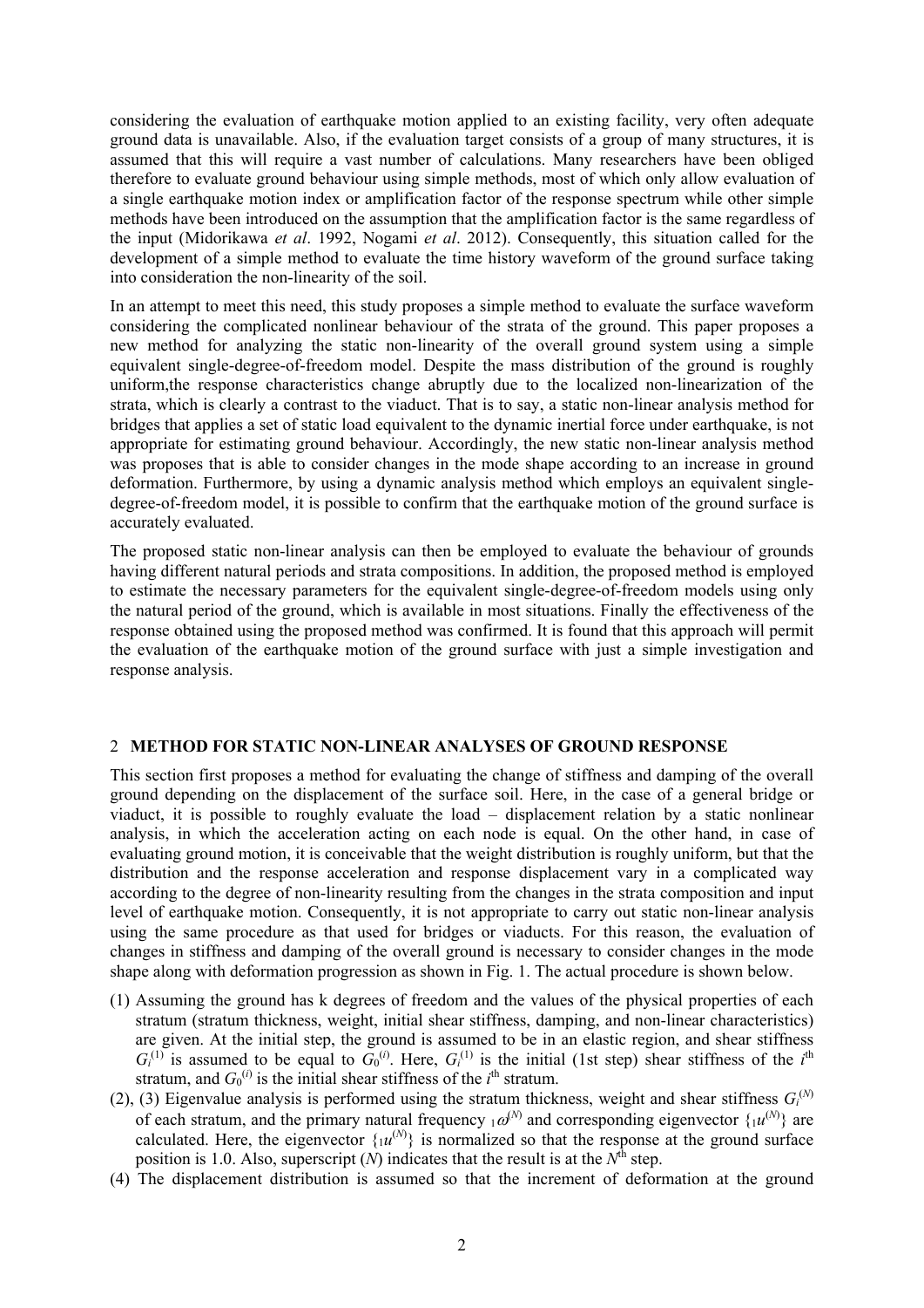considering the evaluation of earthquake motion applied to an existing facility, very often adequate ground data is unavailable. Also, if the evaluation target consists of a group of many structures, it is assumed that this will require a vast number of calculations. Many researchers have been obliged therefore to evaluate ground behaviour using simple methods, most of which only allow evaluation of a single earthquake motion index or amplification factor of the response spectrum while other simple methods have been introduced on the assumption that the amplification factor is the same regardless of the input (Midorikawa *et al*. 1992, Nogami *et al*. 2012). Consequently, this situation called for the development of a simple method to evaluate the time history waveform of the ground surface taking into consideration the non-linearity of the soil.

In an attempt to meet this need, this study proposes a simple method to evaluate the surface waveform considering the complicated nonlinear behaviour of the strata of the ground. This paper proposes a new method for analyzing the static non-linearity of the overall ground system using a simple equivalent single-degree-of-freedom model. Despite the mass distribution of the ground is roughly uniform,the response characteristics change abruptly due to the localized non-linearization of the strata, which is clearly a contrast to the viaduct. That is to say, a static non-linear analysis method for bridges that applies a set of static load equivalent to the dynamic inertial force under earthquake, is not appropriate for estimating ground behaviour. Accordingly, the new static non-linear analysis method was proposes that is able to consider changes in the mode shape according to an increase in ground deformation. Furthermore, by using a dynamic analysis method which employs an equivalent single-degree-of-freedom model, it is possible to confirm that the earthquake motion of the ground surface is accurately evaluated.

The proposed static non-linear analysis can then be employed to evaluate the behaviour of grounds having different natural periods and strata compositions. In addition, the proposed method is employed to estimate the necessary parameters for the equivalent single-degree-of-freedom models using only the natural period of the ground, which is available in most situations. Finally the effectiveness of the response obtained using the proposed method was confirmed. It is found that this approach will permit the evaluation of the earthquake motion of the ground surface with just a simple investigation and response analysis.

## 2 METHOD FOR STATIC NON-LINEAR ANALYSES OF GROUND RESPONSE

This section first proposes a method for evaluating the change of stiffness and damping of the overall ground depending on the displacement of the surface soil. Here, in the case of a general bridge or viaduct, it is possible to roughly evaluate the load – displacement relation by a static nonlinear analysis, in which the acceleration acting on each node is equal. On the other hand, in case of evaluating ground motion, it is conceivable that the weight distribution is roughly uniform, but that the distribution and the response acceleration and response displacement vary in a complicated way according to the degree of non-linearity resulting from the changes in the strata composition and input level of earthquake motion. Consequently, it is not appropriate to carry out static non-linear analysis using the same procedure as that used for bridges or viaducts. For this reason, the evaluation of changes in stiffness and damping of the overall ground is necessary to consider changes in the mode shape along with deformation progression as shown in Fig. 1. The actual procedure is shown below.

(1) Assuming the ground has k degrees of freedom and the values of the physical properties of each stratum (stratum thickness, weight, initial shear stiffness, damping, and non-linear characteristics) are given. At the initial step, the ground is assumed to be in an elastic region, and shear stiffness $G_i^{(1)}$ is assumed to be equal to $G_0^{(i)}$. Here, $G_i^{(1)}$ is the initial (1st step) shear stiffness of the $i^{\text{th}}$ stratum, and $G_0^{(i)}$ is the initial shear stiffness of the $i^{\text{th}}$ stratum.

(2), (3) Eigenvalue analysis is performed using the stratum thickness, weight and shear stiffness $G_i^{(N)}$ of each stratum, and the primary natural frequency ${}_1\omega^{(N)}$ and corresponding eigenvector $\{{}_1u^{(N)}\}$ are calculated. Here, the eigenvector $\{{}_1u^{(N)}\}$ is normalized so that the response at the ground surface position is 1.0. Also, superscript $(N)$ indicates that the result is at the $N^{\text{th}}$ step.

(4) The displacement distribution is assumed so that the increment of deformation at the ground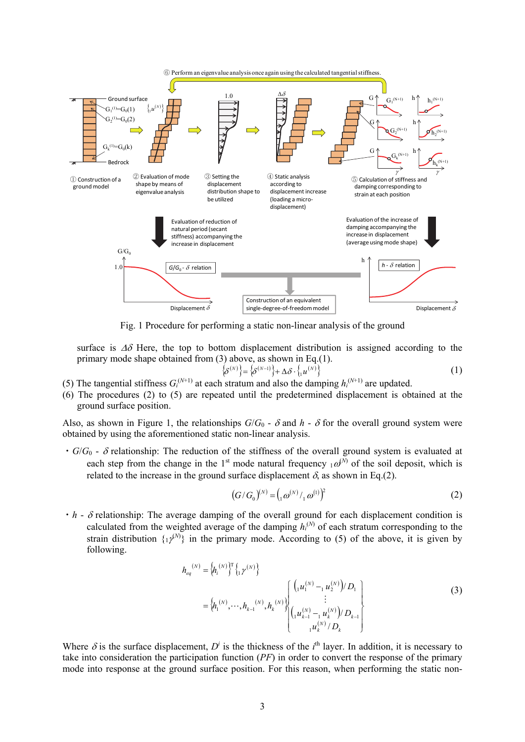Fig. 1 Procedure for performing a static non-linear analysis of the ground

surface is $\Delta\delta$ Here, the top to bottom displacement distribution is assigned according to the primary mode shape obtained from (3) above, as shown in Eq.(1).

$$\left\{\delta^{(N)}\right\} = \left\{\delta^{(N-1)}\right\} + \Delta\delta \cdot \left\{{}_1u^{(N)}\right\} \tag{1}$$

(5) The tangential stiffness $G_i^{(N+1)}$ at each stratum and also the damping $h_i^{(N+1)}$ are updated.

(6) The procedures (2) to (5) are repeated until the predetermined displacement is obtained at the ground surface position.

Also, as shown in Figure 1, the relationships $G/G_0$ - $\delta$ and $h$ - $\delta$ for the overall ground system were obtained by using the aforementioned static non-linear analysis.

・$G/G_0$ - $\delta$ relationship: The reduction of the stiffness of the overall ground system is evaluated at each step from the change in the 1st mode natural frequency ${}_1\omega^{(N)}$ of the soil deposit, which is related to the increase in the ground surface displacement $\delta$, as shown in Eq.(2).

$$\left(G/G_0\right)^{(N)} = \left({}_1\omega^{(N)} / {}_1\omega^{(1)}\right)^2 \tag{2}$$

・$h$ - $\delta$ relationship: The average damping of the overall ground for each displacement condition is calculated from the weighted average of the damping $h_i^{(N)}$ of each stratum corresponding to the strain distribution $\{{}_1\gamma^{(N)}\}$ in the primary mode. According to (5) of the above, it is given by following.

$$\begin{aligned} h_{eq}^{(N)} &= \left\{h_i^{(N)}\right\}^{\mathrm{T}} \left\{{}_1\gamma^{(N)}\right\} \\ &= \left\{h_1^{(N)}, \cdots, h_{k-1}^{(N)}, h_k^{(N)}\right\} \begin{Bmatrix} \left({}_1u_1^{(N)} - {}_1u_2^{(N)}\right)/D_1 \\ \vdots \\ \left({}_1u_{k-1}^{(N)} - {}_1u_k^{(N)}\right)/D_{k-1} \\ {}_1u_k^{(N)}/D_k \end{Bmatrix} \end{aligned} \tag{3}$$

Where $\delta$ is the surface displacement, $D^i$ is the thickness of the $i^{\text{th}}$ layer. In addition, it is necessary to take into consideration the participation function (*PF*) in order to convert the response of the primary mode into response at the ground surface position. For this reason, when performing the static non-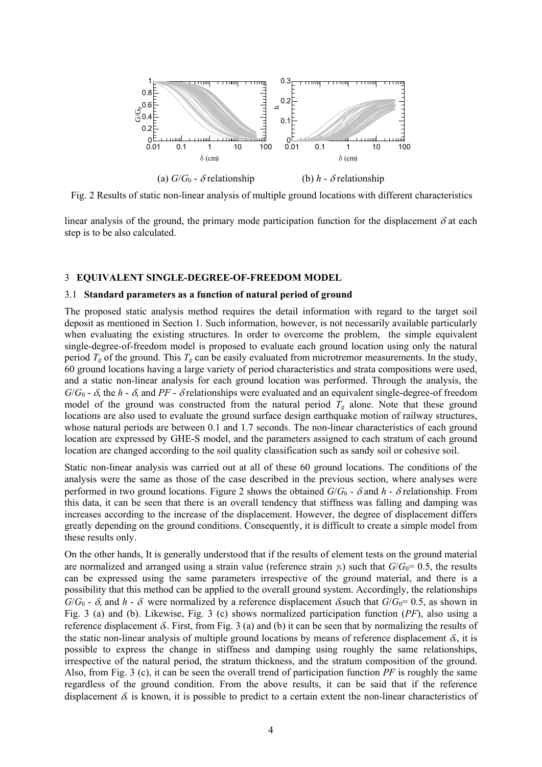(a) $G/G_0$ - $\delta$ relationship (b) $h$ - $\delta$ relationship

Fig. 2 Results of static non-linear analysis of multiple ground locations with different characteristics

linear analysis of the ground, the primary mode participation function for the displacement $\delta$ at each step is to be also calculated.

## 3 EQUIVALENT SINGLE-DEGREE-OF-FREEDOM MODEL

### 3.1 Standard parameters as a function of natural period of ground

The proposed static analysis method requires the detail information with regard to the target soil deposit as mentioned in Section 1. Such information, however, is not necessarily available particularly when evaluating the existing structures. In order to overcome the problem, the simple equivalent single-degree-of-freedom model is proposed to evaluate each ground location using only the natural period $T_g$ of the ground. This $T_g$ can be easily evaluated from microtremor measurements. In the study, 60 ground locations having a large variety of period characteristics and strata compositions were used, and a static non-linear analysis for each ground location was performed. Through the analysis, the $G/G_0$ - $\delta$, the $h$ - $\delta$, and $PF$ - $\delta$ relationships were evaluated and an equivalent single-degree-of freedom model of the ground was constructed from the natural period $T_g$ alone. Note that these ground locations are also used to evaluate the ground surface design earthquake motion of railway structures, whose natural periods are between 0.1 and 1.7 seconds. The non-linear characteristics of each ground location are expressed by GHE-S model, and the parameters assigned to each stratum of each ground location are changed according to the soil quality classification such as sandy soil or cohesive soil.

Static non-linear analysis was carried out at all of these 60 ground locations. The conditions of the analysis were the same as those of the case described in the previous section, where analyses were performed in two ground locations. Figure 2 shows the obtained $G/G_0$ - $\delta$ and $h$ - $\delta$ relationship. From this data, it can be seen that there is an overall tendency that stiffness was falling and damping was increases according to the increase of the displacement. However, the degree of displacement differs greatly depending on the ground conditions. Consequently, it is difficult to create a simple model from these results only.

On the other hands, It is generally understood that if the results of element tests on the ground material are normalized and arranged using a strain value (reference strain $\gamma_r$) such that $G/G_0$= 0.5, the results can be expressed using the same parameters irrespective of the ground material, and there is a possibility that this method can be applied to the overall ground system. Accordingly, the relationships $G/G_0$ - $\delta$, and $h$ - $\delta$ were normalized by a reference displacement $\delta_r$ such that $G/G_0$= 0.5, as shown in Fig. 3 (a) and (b). Likewise, Fig. 3 (c) shows normalized participation function ($PF$), also using a reference displacement $\delta_r$. First, from Fig. 3 (a) and (b) it can be seen that by normalizing the results of the static non-linear analysis of multiple ground locations by means of reference displacement $\delta_r$, it is possible to express the change in stiffness and damping using roughly the same relationships, irrespective of the natural period, the stratum thickness, and the stratum composition of the ground. Also, from Fig. 3 (c), it can be seen the overall trend of participation function $PF$ is roughly the same regardless of the ground condition. From the above results, it can be said that if the reference displacement $\delta_r$ is known, it is possible to predict to a certain extent the non-linear characteristics of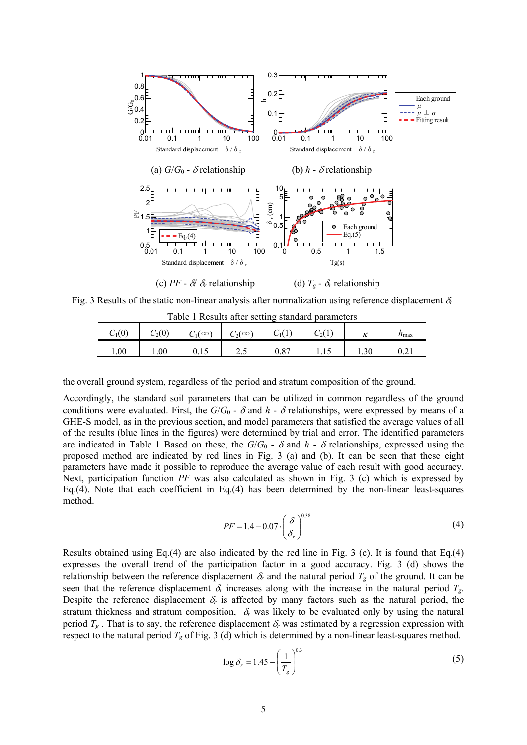(a) $G/G_0$ - $\delta$ relationship

(b) $h$ - $\delta$ relationship

(c) $PF$ - $\delta/\delta_r$ relationship

(d) $T_g$ - $\delta_r$ relationship

Fig. 3 Results of the static non-linear analysis after normalization using reference displacement $\delta_r$

Table 1 Results after setting standard parameters

| $C_1(0)$ | $C_2(0)$ | $C_1(\infty)$ | $C_2(\infty)$ | $C_1(1)$ | $C_2(1)$ | $\kappa$ | $h_{max}$ |
|---|---|---|---|---|---|---|---|
| 1.00 | 1.00 | 0.15 | 2.5 | 0.87 | 1.15 | 1.30 | 0.21 |

the overall ground system, regardless of the period and stratum composition of the ground.

Accordingly, the standard soil parameters that can be utilized in common regardless of the ground conditions were evaluated. First, the $G/G_0$ - $\delta$ and $h$ - $\delta$ relationships, were expressed by means of a GHE-S model, as in the previous section, and model parameters that satisfied the average values of all of the results (blue lines in the figures) were determined by trial and error. The identified parameters are indicated in Table 1 Based on these, the $G/G_0$ - $\delta$ and $h$ - $\delta$ relationships, expressed using the proposed method are indicated by red lines in Fig. 3 (a) and (b). It can be seen that these eight parameters have made it possible to reproduce the average value of each result with good accuracy. Next, participation function $PF$ was also calculated as shown in Fig. 3 (c) which is expressed by Eq.(4). Note that each coefficient in Eq.(4) has been determined by the non-linear least-squares method.

$$PF = 1.4 - 0.07 \cdot \left(\frac{\delta}{\delta_r}\right)^{0.38} \tag{4}$$

Results obtained using Eq.(4) are also indicated by the red line in Fig. 3 (c). It is found that Eq.(4) expresses the overall trend of the participation factor in a good accuracy. Fig. 3 (d) shows the relationship between the reference displacement $\delta_r$ and the natural period $T_g$ of the ground. It can be seen that the reference displacement $\delta_r$ increases along with the increase in the natural period $T_g$. Despite the reference displacement $\delta_r$ is affected by many factors such as the natural period, the stratum thickness and stratum composition, $\delta_r$ was likely to be evaluated only by using the natural period $T_g$ . That is to say, the reference displacement $\delta_r$ was estimated by a regression expression with respect to the natural period $T_g$ of Fig. 3 (d) which is determined by a non-linear least-squares method.

$$\log \delta_r = 1.45 - \left(\frac{1}{T_g}\right)^{0.3} \tag{5}$$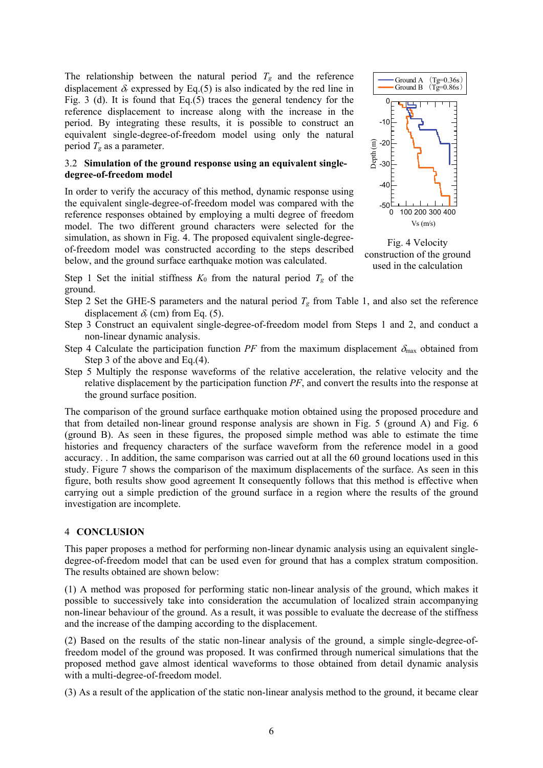The relationship between the natural period $T_g$ and the reference displacement $\delta_r$ expressed by Eq.(5) is also indicated by the red line in Fig. 3 (d). It is found that Eq.(5) traces the general tendency for the reference displacement to increase along with the increase in the period. By integrating these results, it is possible to construct an equivalent single-degree-of-freedom model using only the natural period $T_g$ as a parameter.

### 3.2 Simulation of the ground response using an equivalent single-degree-of-freedom model

In order to verify the accuracy of this method, dynamic response using the equivalent single-degree-of-freedom model was compared with the reference responses obtained by employing a multi degree of freedom model. The two different ground characters were selected for the simulation, as shown in Fig. 4. The proposed equivalent single-degree-of-freedom model was constructed according to the steps described below, and the ground surface earthquake motion was calculated.

Fig. 4 Velocity construction of the ground used in the calculation

Step 1 Set the initial stiffness $K_0$ from the natural period $T_g$ of the ground.

Step 2 Set the GHE-S parameters and the natural period $T_g$ from Table 1, and also set the reference displacement $\delta_r$ (cm) from Eq. (5).

Step 3 Construct an equivalent single-degree-of-freedom model from Steps 1 and 2, and conduct a non-linear dynamic analysis.

Step 4 Calculate the participation function $PF$ from the maximum displacement $\delta_{\max}$ obtained from Step 3 of the above and Eq.(4).

Step 5 Multiply the response waveforms of the relative acceleration, the relative velocity and the relative displacement by the participation function $PF$, and convert the results into the response at the ground surface position.

The comparison of the ground surface earthquake motion obtained using the proposed procedure and that from detailed non-linear ground response analysis are shown in Fig. 5 (ground A) and Fig. 6 (ground B). As seen in these figures, the proposed simple method was able to estimate the time histories and frequency characters of the surface waveform from the reference model in a good accuracy. . In addition, the same comparison was carried out at all the 60 ground locations used in this study. Figure 7 shows the comparison of the maximum displacements of the surface. As seen in this figure, both results show good agreement It consequently follows that this method is effective when carrying out a simple prediction of the ground surface in a region where the results of the ground investigation are incomplete.

## 4 CONCLUSION

This paper proposes a method for performing non-linear dynamic analysis using an equivalent single-degree-of-freedom model that can be used even for ground that has a complex stratum composition. The results obtained are shown below:

(1) A method was proposed for performing static non-linear analysis of the ground, which makes it possible to successively take into consideration the accumulation of localized strain accompanying non-linear behaviour of the ground. As a result, it was possible to evaluate the decrease of the stiffness and the increase of the damping according to the displacement.

(2) Based on the results of the static non-linear analysis of the ground, a simple single-degree-of-freedom model of the ground was proposed. It was confirmed through numerical simulations that the proposed method gave almost identical waveforms to those obtained from detail dynamic analysis with a multi-degree-of-freedom model.

(3) As a result of the application of the static non-linear analysis method to the ground, it became clear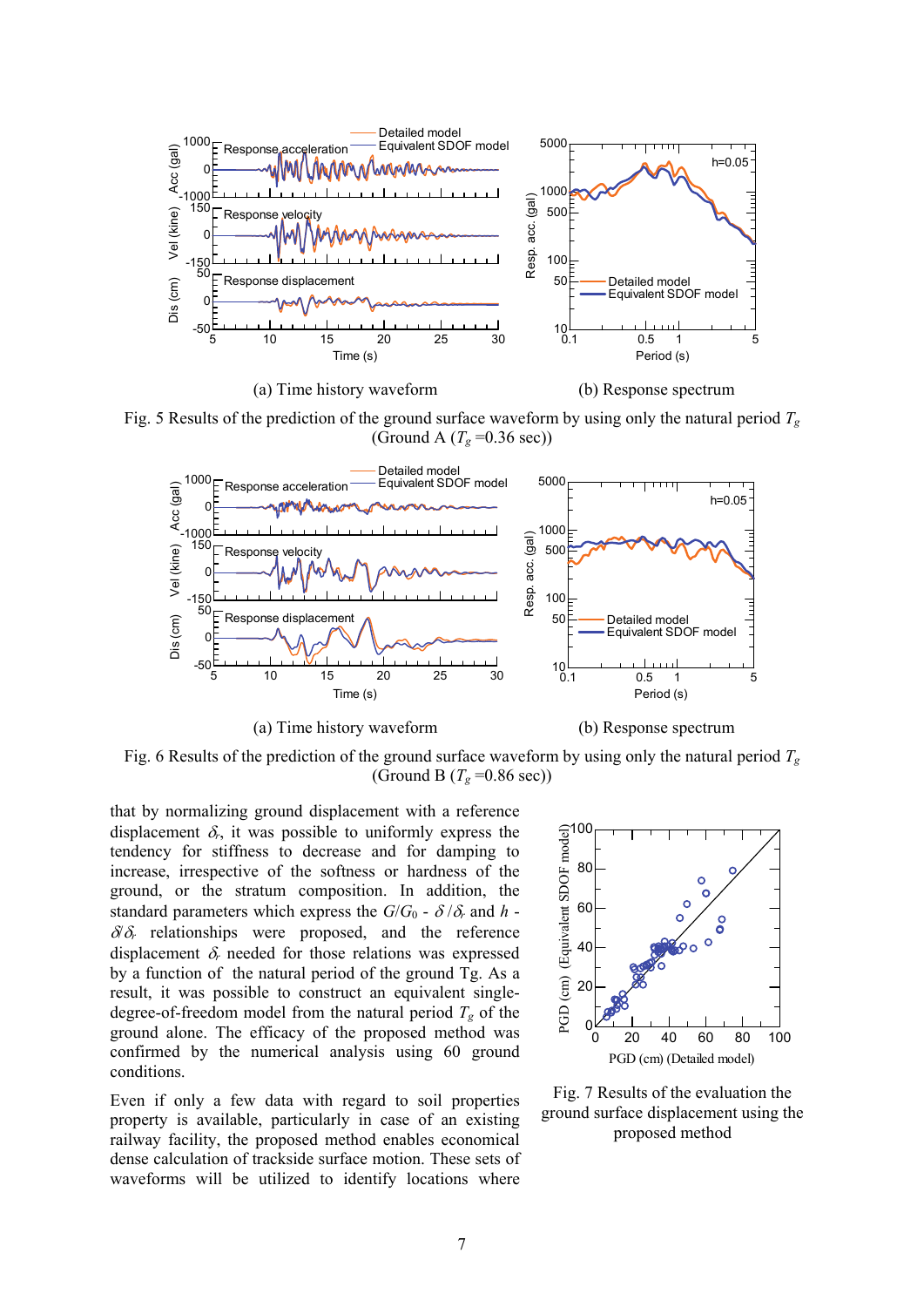(a) Time history waveform

(b) Response spectrum

Fig. 5 Results of the prediction of the ground surface waveform by using only the natural period $T_g$ (Ground A ($T_g$ =0.36 sec))

(a) Time history waveform

(b) Response spectrum

Fig. 6 Results of the prediction of the ground surface waveform by using only the natural period $T_g$ (Ground B ($T_g$ =0.86 sec))

that by normalizing ground displacement with a reference displacement $\delta_r$, it was possible to uniformly express the tendency for stiffness to decrease and for damping to increase, irrespective of the softness or hardness of the ground, or the stratum composition. In addition, the standard parameters which express the $G/G_0$ - $\delta/\delta_r$ and $h$ - $\delta/\delta_r$ relationships were proposed, and the reference displacement $\delta_r$ needed for those relations was expressed by a function of the natural period of the ground Tg. As a result, it was possible to construct an equivalent single-degree-of-freedom model from the natural period $T_g$ of the ground alone. The efficacy of the proposed method was confirmed by the numerical analysis using 60 ground conditions.

Even if only a few data with regard to soil properties property is available, particularly in case of an existing railway facility, the proposed method enables economical dense calculation of trackside surface motion. These sets of waveforms will be utilized to identify locations where

Fig. 7 Results of the evaluation the ground surface displacement using the proposed method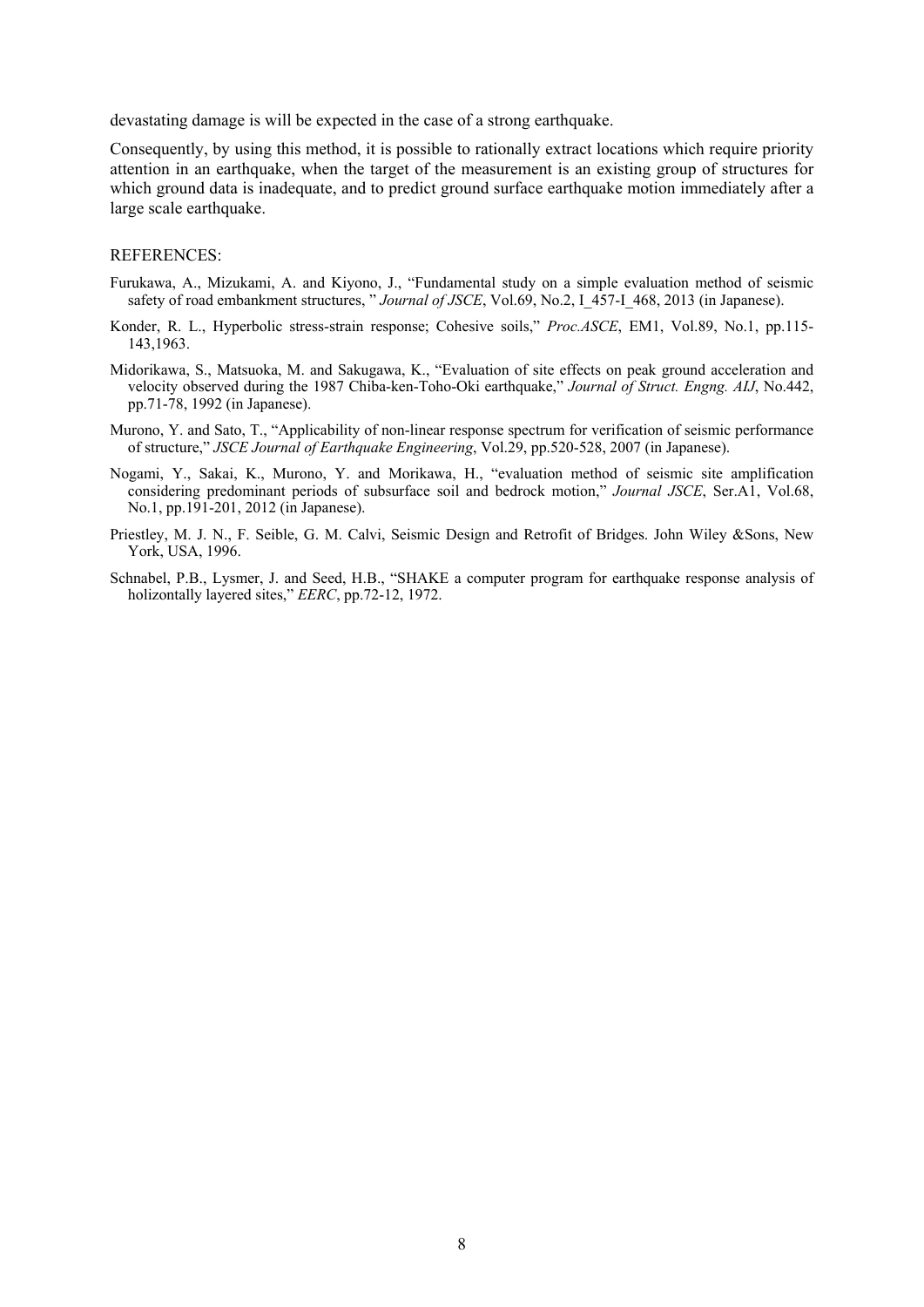devastating damage is will be expected in the case of a strong earthquake.

Consequently, by using this method, it is possible to rationally extract locations which require priority attention in an earthquake, when the target of the measurement is an existing group of structures for which ground data is inadequate, and to predict ground surface earthquake motion immediately after a large scale earthquake.

REFERENCES:

Furukawa, A., Mizukami, A. and Kiyono, J., "Fundamental study on a simple evaluation method of seismic safety of road embankment structures, " *Journal of JSCE*, Vol.69, No.2, I_457-I_468, 2013 (in Japanese).

Konder, R. L., Hyperbolic stress-strain response; Cohesive soils," *Proc.ASCE*, EM1, Vol.89, No.1, pp.115-143,1963.

Midorikawa, S., Matsuoka, M. and Sakugawa, K., "Evaluation of site effects on peak ground acceleration and velocity observed during the 1987 Chiba-ken-Toho-Oki earthquake," *Journal of Struct. Engng. AIJ*, No.442, pp.71-78, 1992 (in Japanese).

Murono, Y. and Sato, T., "Applicability of non-linear response spectrum for verification of seismic performance of structure," *JSCE Journal of Earthquake Engineering*, Vol.29, pp.520-528, 2007 (in Japanese).

Nogami, Y., Sakai, K., Murono, Y. and Morikawa, H., "evaluation method of seismic site amplification considering predominant periods of subsurface soil and bedrock motion," *Journal JSCE*, Ser.A1, Vol.68, No.1, pp.191-201, 2012 (in Japanese).

Priestley, M. J. N., F. Seible, G. M. Calvi, Seismic Design and Retrofit of Bridges. John Wiley &Sons, New York, USA, 1996.

Schnabel, P.B., Lysmer, J. and Seed, H.B., "SHAKE a computer program for earthquake response analysis of holizontally layered sites," *EERC*, pp.72-12, 1972.